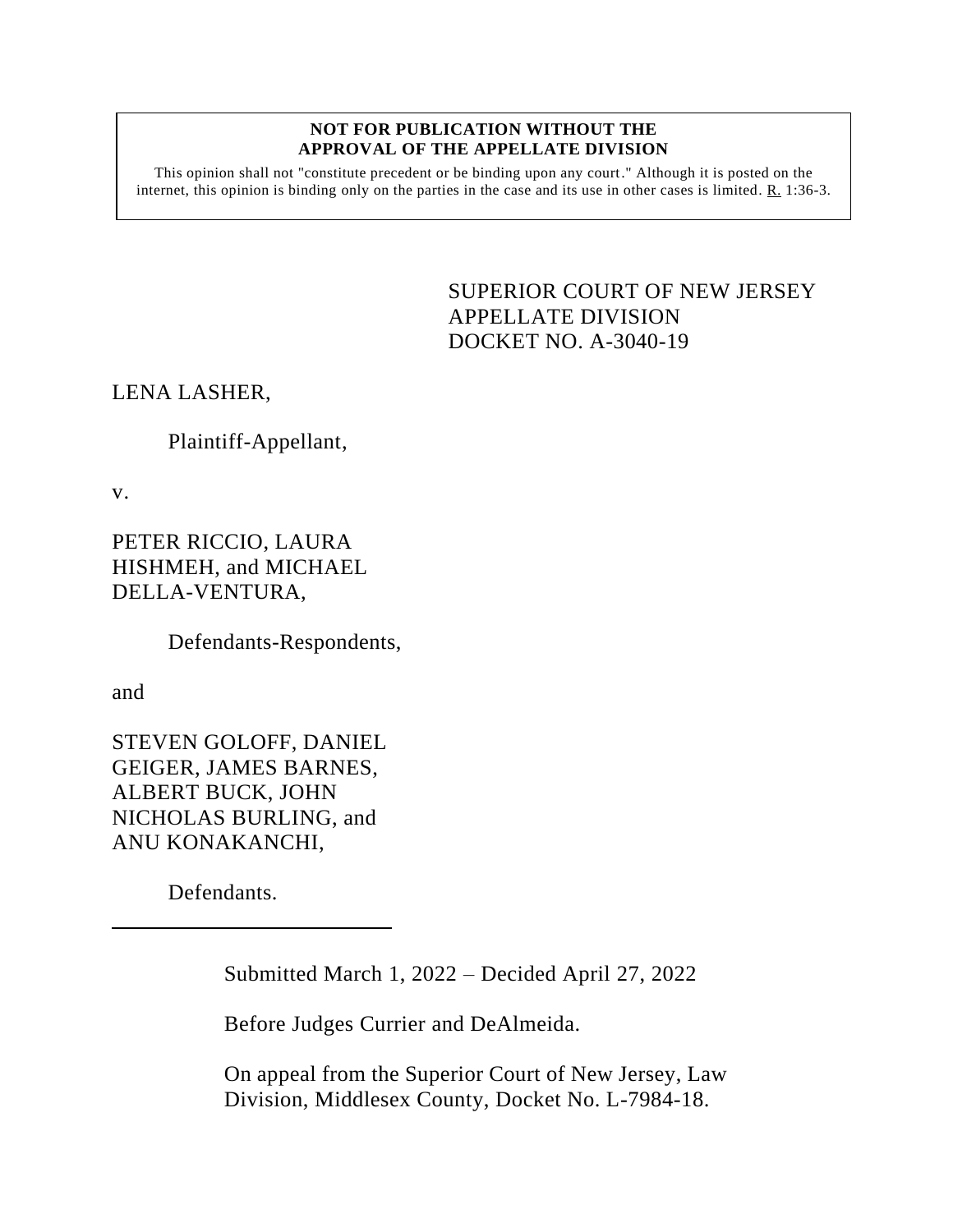**NOT FOR PUBLICATION WITHOUT THE APPROVAL OF THE APPELLATE DIVISION**

This opinion shall not "constitute precedent or be binding upon any court." Although it is posted on the internet, this opinion is binding only on the parties in the case and its use in other cases is limited. R. 1:36-3.

SUPERIOR COURT OF NEW JERSEY
APPELLATE DIVISION
DOCKET NO. A-3040-19

LENA LASHER,

Plaintiff-Appellant,

v.

PETER RICCIO, LAURA HISHMEH, and MICHAEL DELLA-VENTURA,

Defendants-Respondents,

and

STEVEN GOLOFF, DANIEL GEIGER, JAMES BARNES, ALBERT BUCK, JOHN NICHOLAS BURLING, and ANU KONAKANCHI,

Defendants.

---

Submitted March 1, 2022 – Decided April 27, 2022

Before Judges Currier and DeAlmeida.

On appeal from the Superior Court of New Jersey, Law Division, Middlesex County, Docket No. L-7984-18.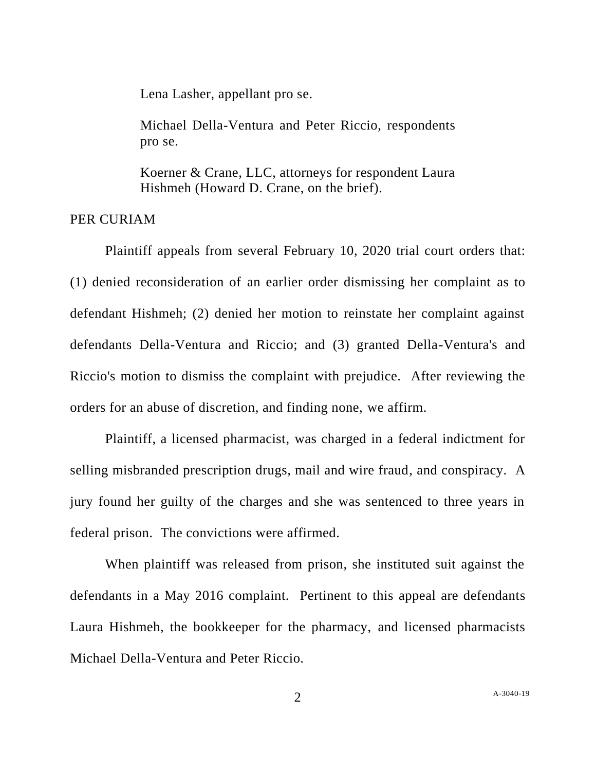Lena Lasher, appellant pro se.

Michael Della-Ventura and Peter Riccio, respondents pro se.

Koerner & Crane, LLC, attorneys for respondent Laura Hishmeh (Howard D. Crane, on the brief).

PER CURIAM

Plaintiff appeals from several February 10, 2020 trial court orders that: (1) denied reconsideration of an earlier order dismissing her complaint as to defendant Hishmeh; (2) denied her motion to reinstate her complaint against defendants Della-Ventura and Riccio; and (3) granted Della-Ventura's and Riccio's motion to dismiss the complaint with prejudice. After reviewing the orders for an abuse of discretion, and finding none, we affirm.

Plaintiff, a licensed pharmacist, was charged in a federal indictment for selling misbranded prescription drugs, mail and wire fraud, and conspiracy. A jury found her guilty of the charges and she was sentenced to three years in federal prison. The convictions were affirmed.

When plaintiff was released from prison, she instituted suit against the defendants in a May 2016 complaint. Pertinent to this appeal are defendants Laura Hishmeh, the bookkeeper for the pharmacy, and licensed pharmacists Michael Della-Ventura and Peter Riccio.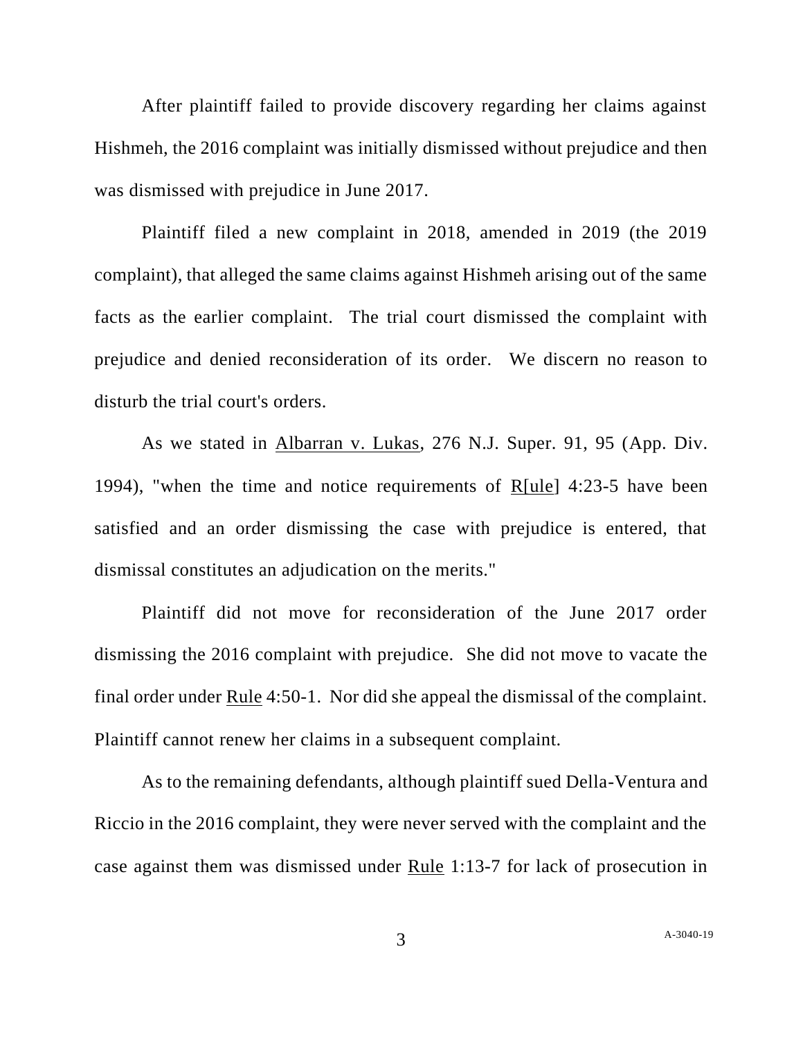After plaintiff failed to provide discovery regarding her claims against Hishmeh, the 2016 complaint was initially dismissed without prejudice and then was dismissed with prejudice in June 2017.

Plaintiff filed a new complaint in 2018, amended in 2019 (the 2019 complaint), that alleged the same claims against Hishmeh arising out of the same facts as the earlier complaint. The trial court dismissed the complaint with prejudice and denied reconsideration of its order. We discern no reason to disturb the trial court's orders.

As we stated in Albarran v. Lukas, 276 N.J. Super. 91, 95 (App. Div. 1994), "when the time and notice requirements of R[ule] 4:23-5 have been satisfied and an order dismissing the case with prejudice is entered, that dismissal constitutes an adjudication on the merits."

Plaintiff did not move for reconsideration of the June 2017 order dismissing the 2016 complaint with prejudice. She did not move to vacate the final order under Rule 4:50-1. Nor did she appeal the dismissal of the complaint. Plaintiff cannot renew her claims in a subsequent complaint.

As to the remaining defendants, although plaintiff sued Della-Ventura and Riccio in the 2016 complaint, they were never served with the complaint and the case against them was dismissed under Rule 1:13-7 for lack of prosecution in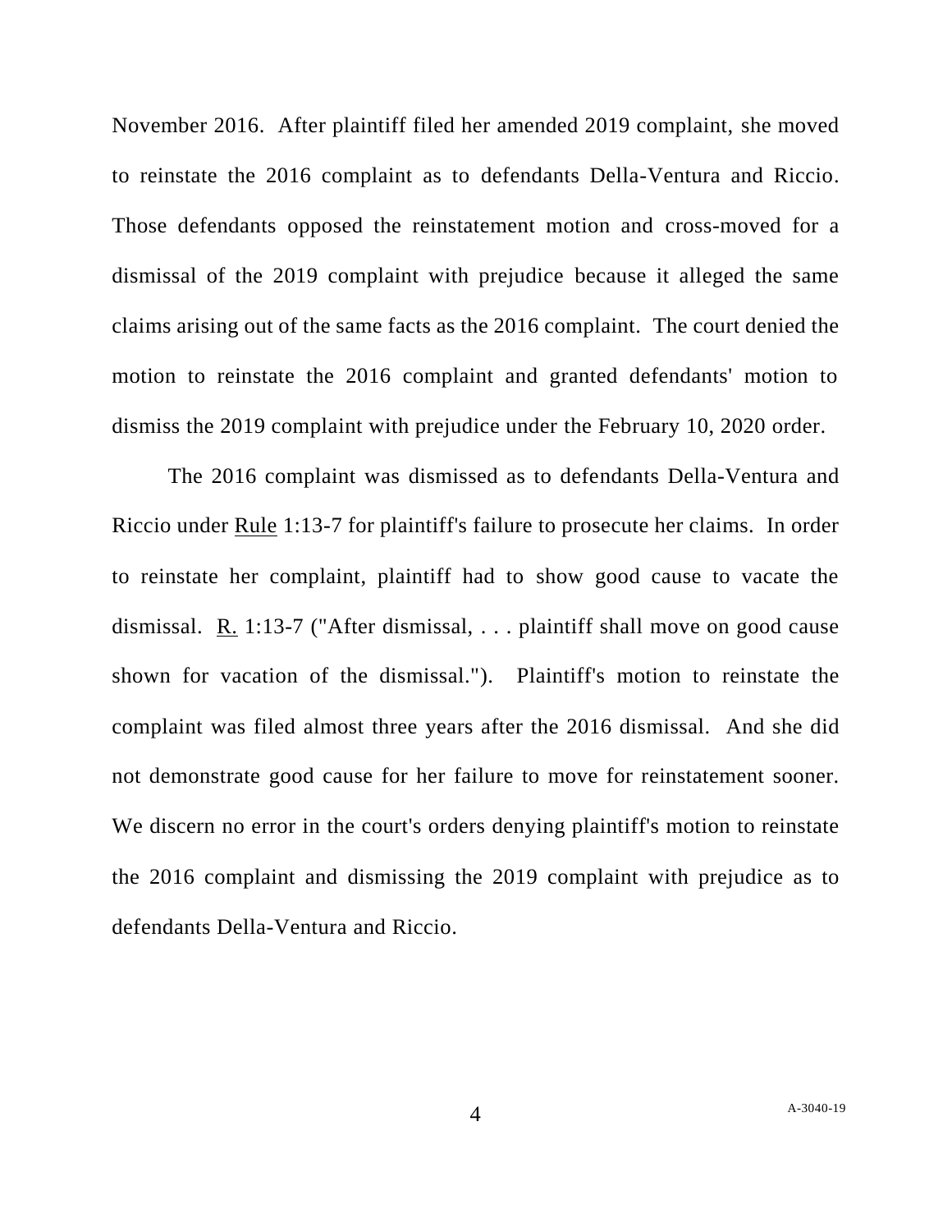November 2016. After plaintiff filed her amended 2019 complaint, she moved to reinstate the 2016 complaint as to defendants Della-Ventura and Riccio. Those defendants opposed the reinstatement motion and cross-moved for a dismissal of the 2019 complaint with prejudice because it alleged the same claims arising out of the same facts as the 2016 complaint. The court denied the motion to reinstate the 2016 complaint and granted defendants' motion to dismiss the 2019 complaint with prejudice under the February 10, 2020 order.

The 2016 complaint was dismissed as to defendants Della-Ventura and Riccio under Rule 1:13-7 for plaintiff's failure to prosecute her claims. In order to reinstate her complaint, plaintiff had to show good cause to vacate the dismissal. R. 1:13-7 ("After dismissal, . . . plaintiff shall move on good cause shown for vacation of the dismissal."). Plaintiff's motion to reinstate the complaint was filed almost three years after the 2016 dismissal. And she did not demonstrate good cause for her failure to move for reinstatement sooner. We discern no error in the court's orders denying plaintiff's motion to reinstate the 2016 complaint and dismissing the 2019 complaint with prejudice as to defendants Della-Ventura and Riccio.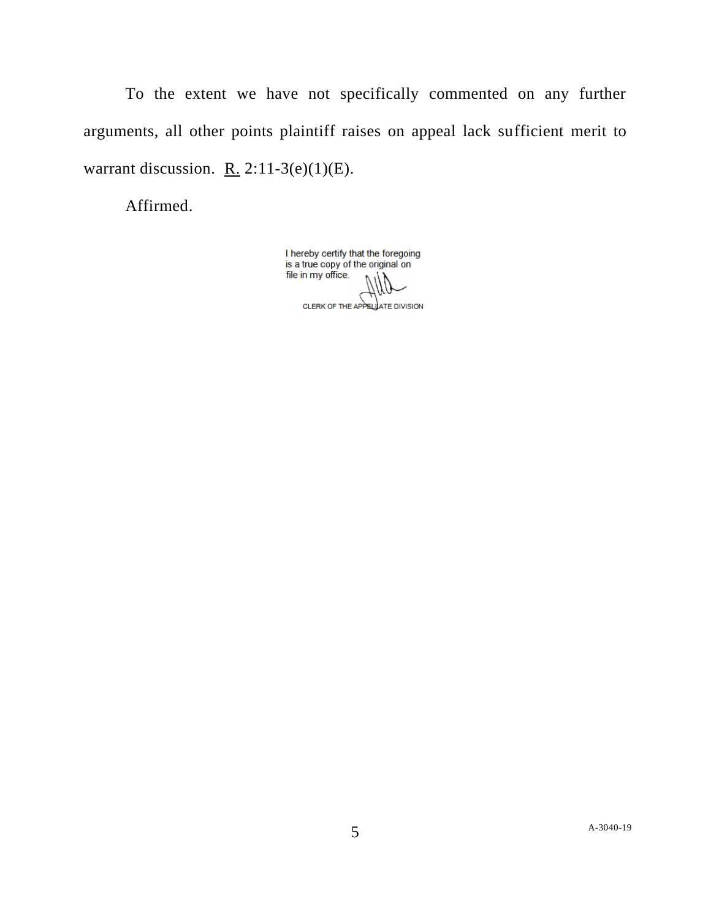To the extent we have not specifically commented on any further arguments, all other points plaintiff raises on appeal lack sufficient merit to warrant discussion. R. 2:11-3(e)(1)(E).

Affirmed.

I hereby certify that the foregoing is a true copy of the original on file in my office.

CLERK OF THE APPELLATE DIVISION